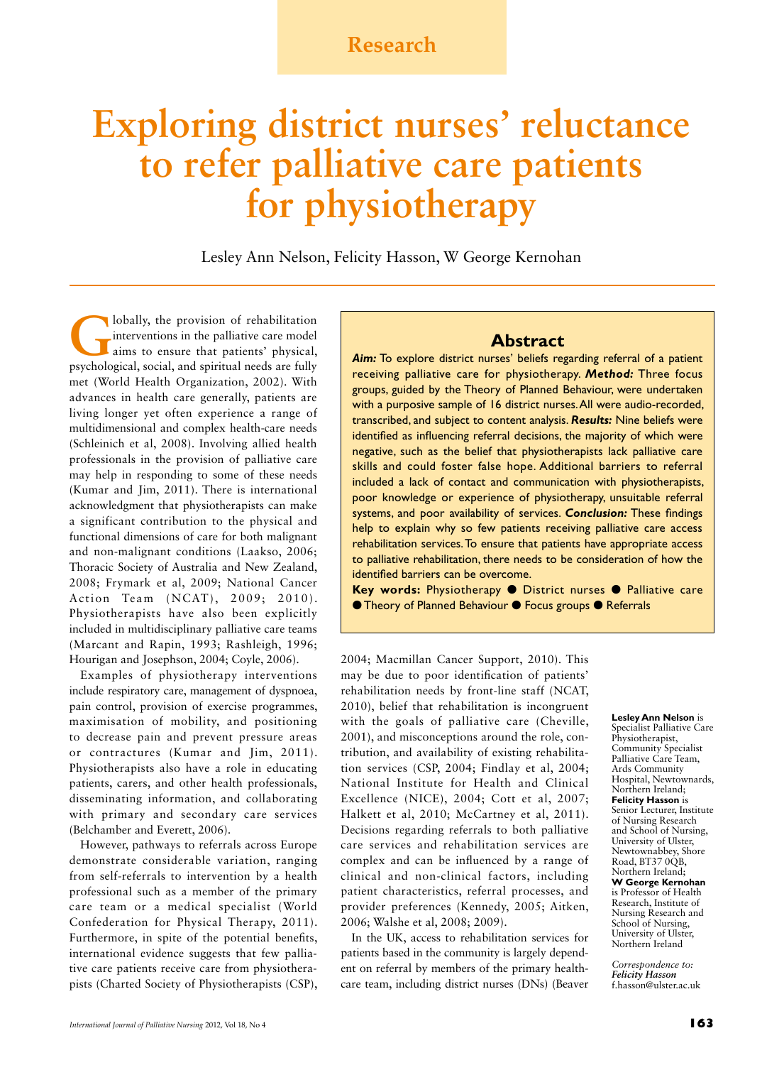Research

# Exploring district nurses' reluctance to refer palliative care patients for physiotherapy

Lesley Ann Nelson, Felicity Hasson, W George Kernohan

## Abstract

***Aim:*** To explore district nurses' beliefs regarding referral of a patient receiving palliative care for physiotherapy. ***Method:*** Three focus groups, guided by the Theory of Planned Behaviour, were undertaken with a purposive sample of 16 district nurses. All were audio-recorded, transcribed, and subject to content analysis. ***Results:*** Nine beliefs were identified as influencing referral decisions, the majority of which were negative, such as the belief that physiotherapists lack palliative care skills and could foster false hope. Additional barriers to referral included a lack of contact and communication with physiotherapists, poor knowledge or experience of physiotherapy, unsuitable referral systems, and poor availability of services. ***Conclusion:*** These findings help to explain why so few patients receiving palliative care access rehabilitation services. To ensure that patients have appropriate access to palliative rehabilitation, there needs to be consideration of how the identified barriers can be overcome.

**Key words:** Physiotherapy ● District nurses ● Palliative care ● Theory of Planned Behaviour ● Focus groups ● Referrals

Globally, the provision of rehabilitation interventions in the palliative care model aims to ensure that patients' physical, psychological, social, and spiritual needs are fully met (World Health Organization, 2002). With advances in health care generally, patients are living longer yet often experience a range of multidimensional and complex health-care needs (Schleinich et al, 2008). Involving allied health professionals in the provision of palliative care may help in responding to some of these needs (Kumar and Jim, 2011). There is international acknowledgment that physiotherapists can make a significant contribution to the physical and functional dimensions of care for both malignant and non-malignant conditions (Laakso, 2006; Thoracic Society of Australia and New Zealand, 2008; Frymark et al, 2009; National Cancer Action Team (NCAT), 2009; 2010). Physiotherapists have also been explicitly included in multidisciplinary palliative care teams (Marcant and Rapin, 1993; Rashleigh, 1996; Hourigan and Josephson, 2004; Coyle, 2006).

Examples of physiotherapy interventions include respiratory care, management of dyspnoea, pain control, provision of exercise programmes, maximisation of mobility, and positioning to decrease pain and prevent pressure areas or contractures (Kumar and Jim, 2011). Physiotherapists also have a role in educating patients, carers, and other health professionals, disseminating information, and collaborating with primary and secondary care services (Belchamber and Everett, 2006).

However, pathways to referrals across Europe demonstrate considerable variation, ranging from self-referrals to intervention by a health professional such as a member of the primary care team or a medical specialist (World Confederation for Physical Therapy, 2011). Furthermore, in spite of the potential benefits, international evidence suggests that few palliative care patients receive care from physiotherapists (Charted Society of Physiotherapists (CSP), 2004; Macmillan Cancer Support, 2010). This may be due to poor identification of patients' rehabilitation needs by front-line staff (NCAT, 2010), belief that rehabilitation is incongruent with the goals of palliative care (Cheville, 2001), and misconceptions around the role, contribution, and availability of existing rehabilitation services (CSP, 2004; Findlay et al, 2004; National Institute for Health and Clinical Excellence (NICE), 2004; Cott et al, 2007; Halkett et al, 2010; McCartney et al, 2011). Decisions regarding referrals to both palliative care services and rehabilitation services are complex and can be influenced by a range of clinical and non-clinical factors, including patient characteristics, referral processes, and provider preferences (Kennedy, 2005; Aitken, 2006; Walshe et al, 2008; 2009).

In the UK, access to rehabilitation services for patients based in the community is largely dependent on referral by members of the primary health-care team, including district nurses (DNs) (Beaver

**Lesley Ann Nelson** is Specialist Palliative Care Physiotherapist, Community Specialist Palliative Care Team, Ards Community Hospital, Newtownards, Northern Ireland; **Felicity Hasson** is Senior Lecturer, Institute of Nursing Research and School of Nursing, University of Ulster, Newtownabbey, Shore Road, BT37 0QB, Northern Ireland; **W George Kernohan** is Professor of Health Research, Institute of Nursing Research and School of Nursing, University of Ulster, Northern Ireland

*Correspondence to:* ***Felicity Hasson*** f.hasson@ulster.ac.uk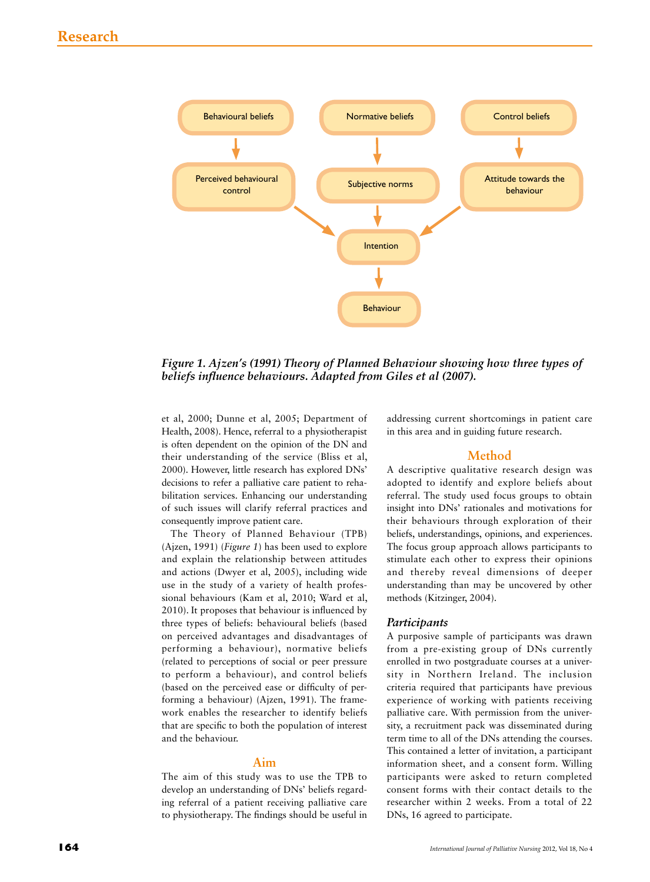Behavioural beliefs → Perceived behavioural control → Intention
Normative beliefs → Subjective norms → Intention
Control beliefs → Attitude towards the behaviour → Intention
Intention → Behaviour

*Figure 1. Ajzen's (1991) Theory of Planned Behaviour showing how three types of beliefs influence behaviours. Adapted from Giles et al (2007).*

et al, 2000; Dunne et al, 2005; Department of Health, 2008). Hence, referral to a physiotherapist is often dependent on the opinion of the DN and their understanding of the service (Bliss et al, 2000). However, little research has explored DNs' decisions to refer a palliative care patient to rehabilitation services. Enhancing our understanding of such issues will clarify referral practices and consequently improve patient care.

The Theory of Planned Behaviour (TPB) (Ajzen, 1991) (*Figure 1*) has been used to explore and explain the relationship between attitudes and actions (Dwyer et al, 2005), including wide use in the study of a variety of health professional behaviours (Kam et al, 2010; Ward et al, 2010). It proposes that behaviour is influenced by three types of beliefs: behavioural beliefs (based on perceived advantages and disadvantages of performing a behaviour), normative beliefs (related to perceptions of social or peer pressure to perform a behaviour), and control beliefs (based on the perceived ease or difficulty of performing a behaviour) (Ajzen, 1991). The framework enables the researcher to identify beliefs that are specific to both the population of interest and the behaviour.

## Aim

The aim of this study was to use the TPB to develop an understanding of DNs' beliefs regarding referral of a patient receiving palliative care to physiotherapy. The findings should be useful in addressing current shortcomings in patient care in this area and in guiding future research.

## Method

A descriptive qualitative research design was adopted to identify and explore beliefs about referral. The study used focus groups to obtain insight into DNs' rationales and motivations for their behaviours through exploration of their beliefs, understandings, opinions, and experiences. The focus group approach allows participants to stimulate each other to express their opinions and thereby reveal dimensions of deeper understanding than may be uncovered by other methods (Kitzinger, 2004).

### *Participants*

A purposive sample of participants was drawn from a pre-existing group of DNs currently enrolled in two postgraduate courses at a university in Northern Ireland. The inclusion criteria required that participants have previous experience of working with patients receiving palliative care. With permission from the university, a recruitment pack was disseminated during term time to all of the DNs attending the courses. This contained a letter of invitation, a participant information sheet, and a consent form. Willing participants were asked to return completed consent forms with their contact details to the researcher within 2 weeks. From a total of 22 DNs, 16 agreed to participate.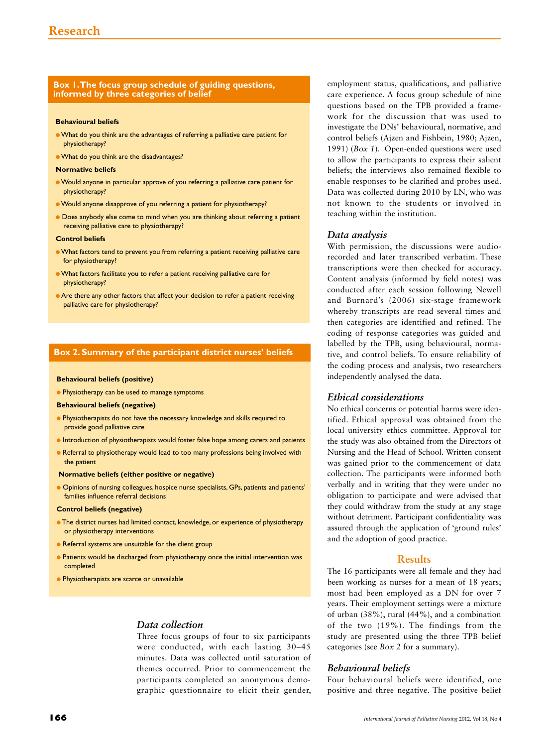**Box 1. The focus group schedule of guiding questions, informed by three categories of belief**

**Behavioural beliefs**

- What do you think are the advantages of referring a palliative care patient for physiotherapy?
- What do you think are the disadvantages?

**Normative beliefs**

- Would anyone in particular approve of you referring a palliative care patient for physiotherapy?
- Would anyone disapprove of you referring a patient for physiotherapy?
- Does anybody else come to mind when you are thinking about referring a patient receiving palliative care to physiotherapy?

**Control beliefs**

- What factors tend to prevent you from referring a patient receiving palliative care for physiotherapy?
- What factors facilitate you to refer a patient receiving palliative care for physiotherapy?
- Are there any other factors that affect your decision to refer a patient receiving palliative care for physiotherapy?

**Box 2. Summary of the participant district nurses' beliefs**

**Behavioural beliefs (positive)**

- Physiotherapy can be used to manage symptoms

**Behavioural beliefs (negative)**

- Physiotherapists do not have the necessary knowledge and skills required to provide good palliative care
- Introduction of physiotherapists would foster false hope among carers and patients
- Referral to physiotherapy would lead to too many professions being involved with the patient

**Normative beliefs (either positive or negative)**

- Opinions of nursing colleagues, hospice nurse specialists, GPs, patients and patients' families influence referral decisions

**Control beliefs (negative)**

- The district nurses had limited contact, knowledge, or experience of physiotherapy or physiotherapy interventions
- Referral systems are unsuitable for the client group
- Patients would be discharged from physiotherapy once the initial intervention was completed
- Physiotherapists are scarce or unavailable

### *Data collection*

Three focus groups of four to six participants were conducted, with each lasting 30–45 minutes. Data was collected until saturation of themes occurred. Prior to commencement the participants completed an anonymous demographic questionnaire to elicit their gender, employment status, qualifications, and palliative care experience. A focus group schedule of nine questions based on the TPB provided a framework for the discussion that was used to investigate the DNs' behavioural, normative, and control beliefs (Ajzen and Fishbein, 1980; Ajzen, 1991) (*Box 1*). Open-ended questions were used to allow the participants to express their salient beliefs; the interviews also remained flexible to enable responses to be clarified and probes used. Data was collected during 2010 by LN, who was not known to the students or involved in teaching within the institution.

### *Data analysis*

With permission, the discussions were audio-recorded and later transcribed verbatim. These transcriptions were then checked for accuracy. Content analysis (informed by field notes) was conducted after each session following Newell and Burnard's (2006) six-stage framework whereby transcripts are read several times and then categories are identified and refined. The coding of response categories was guided and labelled by the TPB, using behavioural, normative, and control beliefs. To ensure reliability of the coding process and analysis, two researchers independently analysed the data.

### *Ethical considerations*

No ethical concerns or potential harms were identified. Ethical approval was obtained from the local university ethics committee. Approval for the study was also obtained from the Directors of Nursing and the Head of School. Written consent was gained prior to the commencement of data collection. The participants were informed both verbally and in writing that they were under no obligation to participate and were advised that they could withdraw from the study at any stage without detriment. Participant confidentiality was assured through the application of 'ground rules' and the adoption of good practice.

## Results

The 16 participants were all female and they had been working as nurses for a mean of 18 years; most had been employed as a DN for over 7 years. Their employment settings were a mixture of urban (38%), rural (44%), and a combination of the two (19%). The findings from the study are presented using the three TPB belief categories (see *Box 2* for a summary).

### *Behavioural beliefs*

Four behavioural beliefs were identified, one positive and three negative. The positive belief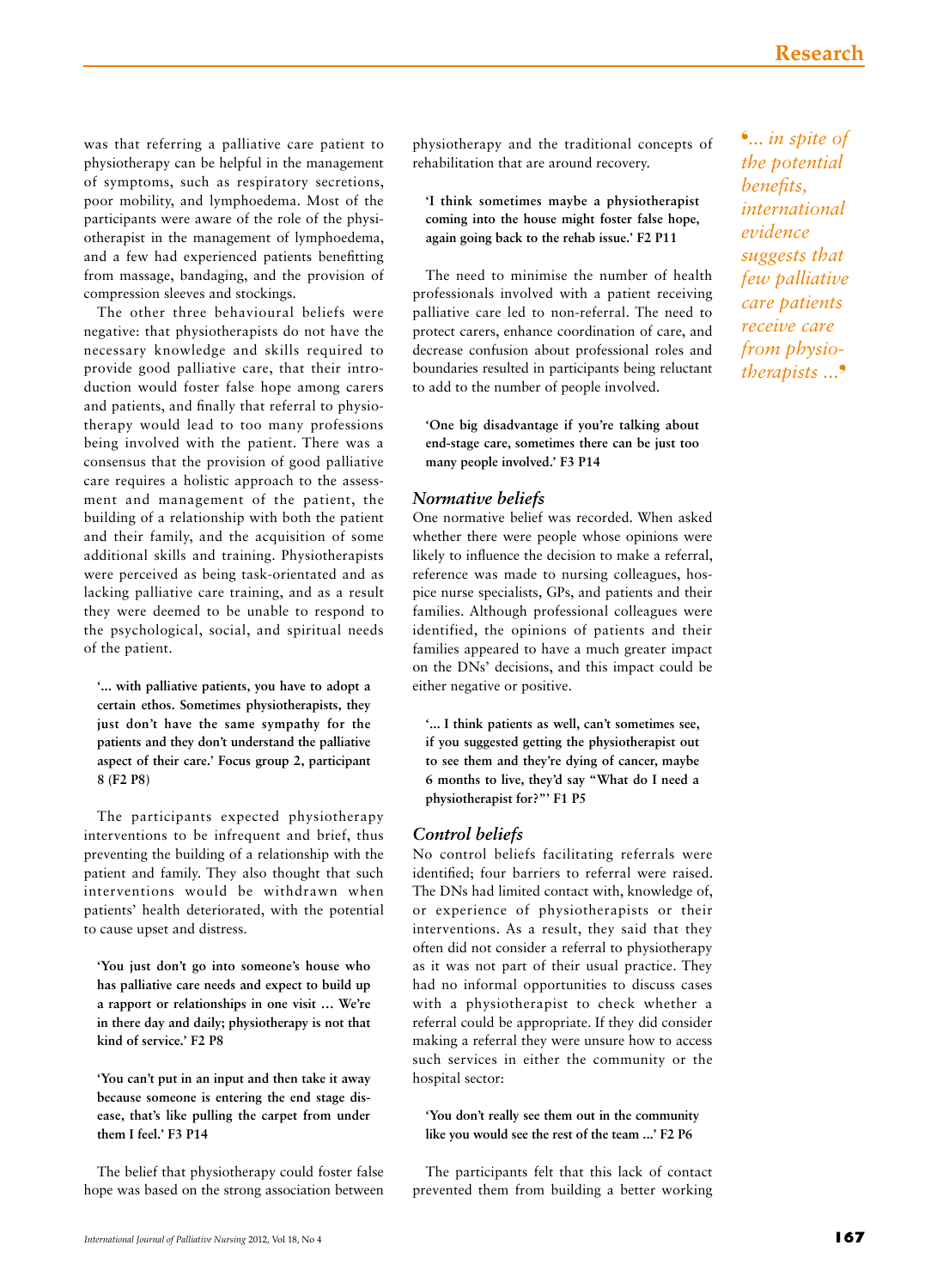was that referring a palliative care patient to physiotherapy can be helpful in the management of symptoms, such as respiratory secretions, poor mobility, and lymphoedema. Most of the participants were aware of the role of the physiotherapist in the management of lymphoedema, and a few had experienced patients benefitting from massage, bandaging, and the provision of compression sleeves and stockings.

The other three behavioural beliefs were negative: that physiotherapists do not have the necessary knowledge and skills required to provide good palliative care, that their introduction would foster false hope among carers and patients, and finally that referral to physiotherapy would lead to too many professions being involved with the patient. There was a consensus that the provision of good palliative care requires a holistic approach to the assessment and management of the patient, the building of a relationship with both the patient and their family, and the acquisition of some additional skills and training. Physiotherapists were perceived as being task-orientated and as lacking palliative care training, and as a result they were deemed to be unable to respond to the psychological, social, and spiritual needs of the patient.

**'... with palliative patients, you have to adopt a certain ethos. Sometimes physiotherapists, they just don't have the same sympathy for the patients and they don't understand the palliative aspect of their care.' Focus group 2, participant 8 (F2 P8)**

The participants expected physiotherapy interventions to be infrequent and brief, thus preventing the building of a relationship with the patient and family. They also thought that such interventions would be withdrawn when patients' health deteriorated, with the potential to cause upset and distress.

**'You just don't go into someone's house who has palliative care needs and expect to build up a rapport or relationships in one visit … We're in there day and daily; physiotherapy is not that kind of service.' F2 P8**

**'You can't put in an input and then take it away because someone is entering the end stage disease, that's like pulling the carpet from under them I feel.' F3 P14**

The belief that physiotherapy could foster false hope was based on the strong association between physiotherapy and the traditional concepts of rehabilitation that are around recovery.

**'I think sometimes maybe a physiotherapist coming into the house might foster false hope, again going back to the rehab issue.' F2 P11**

The need to minimise the number of health professionals involved with a patient receiving palliative care led to non-referral. The need to protect carers, enhance coordination of care, and decrease confusion about professional roles and boundaries resulted in participants being reluctant to add to the number of people involved.

**'One big disadvantage if you're talking about end-stage care, sometimes there can be just too many people involved.' F3 P14**

### *Normative beliefs*

One normative belief was recorded. When asked whether there were people whose opinions were likely to influence the decision to make a referral, reference was made to nursing colleagues, hospice nurse specialists, GPs, and patients and their families. Although professional colleagues were identified, the opinions of patients and their families appeared to have a much greater impact on the DNs' decisions, and this impact could be either negative or positive.

**'... I think patients as well, can't sometimes see, if you suggested getting the physiotherapist out to see them and they're dying of cancer, maybe 6 months to live, they'd say "What do I need a physiotherapist for?"' F1 P5**

### *Control beliefs*

No control beliefs facilitating referrals were identified; four barriers to referral were raised. The DNs had limited contact with, knowledge of, or experience of physiotherapists or their interventions. As a result, they said that they often did not consider a referral to physiotherapy as it was not part of their usual practice. They had no informal opportunities to discuss cases with a physiotherapist to check whether a referral could be appropriate. If they did consider making a referral they were unsure how to access such services in either the community or the hospital sector:

**'You don't really see them out in the community like you would see the rest of the team ...' F2 P6**

The participants felt that this lack of contact prevented them from building a better working

*'... in spite of the potential benefits, international evidence suggests that few palliative care patients receive care from physiotherapists ...'*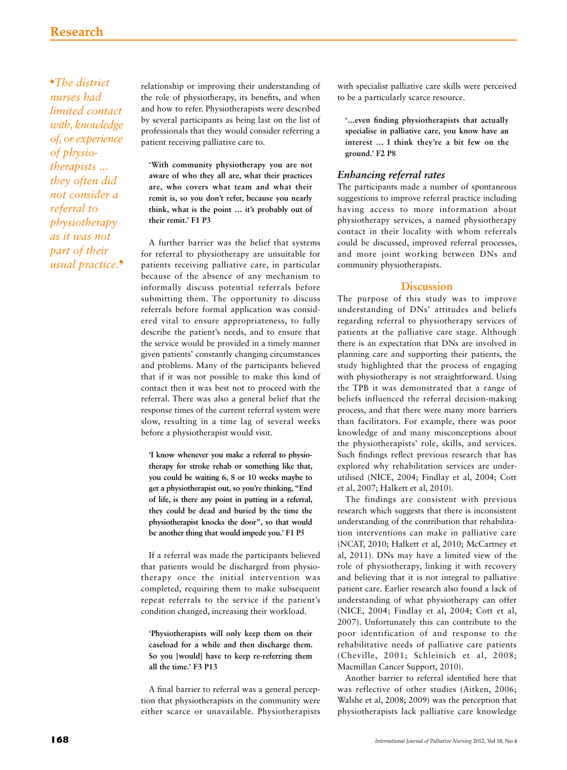*'The district nurses had limited contact with, knowledge of, or experience of physiotherapists ... they often did not consider a referral to physiotherapy as it was not part of their usual practice.'*

relationship or improving their understanding of the role of physiotherapy, its benefits, and when and how to refer. Physiotherapists were described by several participants as being last on the list of professionals that they would consider referring a patient receiving palliative care to.

> **'With community physiotherapy you are not aware of who they all are, what their practices are, who covers what team and what their remit is, so you don't refer, because you nearly think, what is the point … it's probably out of their remit.' F1 P3**

A further barrier was the belief that systems for referral to physiotherapy are unsuitable for patients receiving palliative care, in particular because of the absence of any mechanism to informally discuss potential referrals before submitting them. The opportunity to discuss referrals before formal application was considered vital to ensure appropriateness, to fully describe the patient's needs, and to ensure that the service would be provided in a timely manner given patients' constantly changing circumstances and problems. Many of the participants believed that if it was not possible to make this kind of contact then it was best not to proceed with the referral. There was also a general belief that the response times of the current referral system were slow, resulting in a time lag of several weeks before a physiotherapist would visit.

> **'I know whenever you make a referral to physiotherapy for stroke rehab or something like that, you could be waiting 6, 8 or 10 weeks maybe to get a physiotherapist out, so you're thinking, "End of life, is there any point in putting in a referral, they could be dead and buried by the time the physiotherapist knocks the door", so that would be another thing that would impede you.' F1 P5**

If a referral was made the participants believed that patients would be discharged from physiotherapy once the initial intervention was completed, requiring them to make subsequent repeat referrals to the service if the patient's condition changed, increasing their workload.

> **'Physiotherapists will only keep them on their caseload for a while and then discharge them. So you [would] have to keep re-referring them all the time.' F3 P13**

A final barrier to referral was a general perception that physiotherapists in the community were either scarce or unavailable. Physiotherapists with specialist palliative care skills were perceived to be a particularly scarce resource.

> **'…even finding physiotherapists that actually specialise in palliative care, you know have an interest … I think they're a bit few on the ground.' F2 P8**

### *Enhancing referral rates*

The participants made a number of spontaneous suggestions to improve referral practice including having access to more information about physiotherapy services, a named physiotherapy contact in their locality with whom referrals could be discussed, improved referral processes, and more joint working between DNs and community physiotherapists.

## Discussion

The purpose of this study was to improve understanding of DNs' attitudes and beliefs regarding referral to physiotherapy services of patients at the palliative care stage. Although there is an expectation that DNs are involved in planning care and supporting their patients, the study highlighted that the process of engaging with physiotherapy is not straightforward. Using the TPB it was demonstrated that a range of beliefs influenced the referral decision-making process, and that there were many more barriers than facilitators. For example, there was poor knowledge of and many misconceptions about the physiotherapists' role, skills, and services. Such findings reflect previous research that has explored why rehabilitation services are underutilised (NICE, 2004; Findlay et al, 2004; Cott et al, 2007; Halkett et al, 2010).

The findings are consistent with previous research which suggests that there is inconsistent understanding of the contribution that rehabilitation interventions can make in palliative care (NCAT, 2010; Halkett et al, 2010; McCartney et al, 2011). DNs may have a limited view of the role of physiotherapy, linking it with recovery and believing that it is not integral to palliative patient care. Earlier research also found a lack of understanding of what physiotherapy can offer (NICE, 2004; Findlay et al, 2004; Cott et al, 2007). Unfortunately this can contribute to the poor identification of and response to the rehabilitative needs of palliative care patients (Cheville, 2001; Schleinich et al, 2008; Macmillan Cancer Support, 2010).

Another barrier to referral identified here that was reflective of other studies (Aitken, 2006; Walshe et al, 2008; 2009) was the perception that physiotherapists lack palliative care knowledge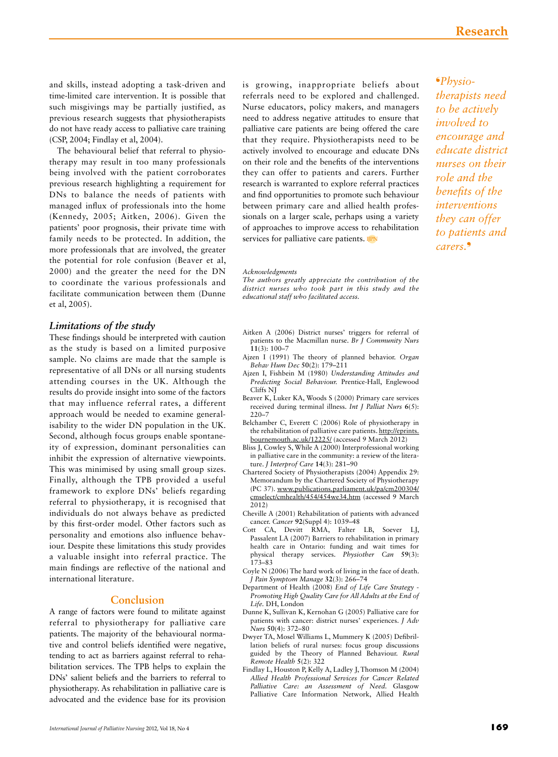and skills, instead adopting a task-driven and time-limited care intervention. It is possible that such misgivings may be partially justified, as previous research suggests that physiotherapists do not have ready access to palliative care training (CSP, 2004; Findlay et al, 2004).

The behavioural belief that referral to physiotherapy may result in too many professionals being involved with the patient corroborates previous research highlighting a requirement for DNs to balance the needs of patients with managed influx of professionals into the home (Kennedy, 2005; Aitken, 2006). Given the patients' poor prognosis, their private time with family needs to be protected. In addition, the more professionals that are involved, the greater the potential for role confusion (Beaver et al, 2000) and the greater the need for the DN to coordinate the various professionals and facilitate communication between them (Dunne et al, 2005).

### *Limitations of the study*

These findings should be interpreted with caution as the study is based on a limited purposive sample. No claims are made that the sample is representative of all DNs or all nursing students attending courses in the UK. Although the results do provide insight into some of the factors that may influence referral rates, a different approach would be needed to examine generalisability to the wider DN population in the UK. Second, although focus groups enable spontaneity of expression, dominant personalities can inhibit the expression of alternative viewpoints. This was minimised by using small group sizes. Finally, although the TPB provided a useful framework to explore DNs' beliefs regarding referral to physiotherapy, it is recognised that individuals do not always behave as predicted by this first-order model. Other factors such as personality and emotions also influence behaviour. Despite these limitations this study provides a valuable insight into referral practice. The main findings are reflective of the national and international literature.

## Conclusion

A range of factors were found to militate against referral to physiotherapy for palliative care patients. The majority of the behavioural normative and control beliefs identified were negative, tending to act as barriers against referral to rehabilitation services. The TPB helps to explain the DNs' salient beliefs and the barriers to referral to physiotherapy. As rehabilitation in palliative care is advocated and the evidence base for its provision is growing, inappropriate beliefs about referrals need to be explored and challenged. Nurse educators, policy makers, and managers need to address negative attitudes to ensure that palliative care patients are being offered the care that they require. Physiotherapists need to be actively involved to encourage and educate DNs on their role and the benefits of the interventions they can offer to patients and carers. Further research is warranted to explore referral practices and find opportunities to promote such behaviour between primary care and allied health professionals on a larger scale, perhaps using a variety of approaches to improve access to rehabilitation services for palliative care patients. IJPN

> *'Physiotherapists need to be actively involved to encourage and educate district nurses on their role and the benefits of the interventions they can offer to patients and carers.'*

*Acknowledgments*
*The authors greatly appreciate the contribution of the district nurses who took part in this study and the educational staff who facilitated access.*

- Aitken A (2006) District nurses' triggers for referral of patients to the Macmillan nurse. *Br J Community Nurs* **11**(3): 100–7
- Ajzen I (1991) The theory of planned behavior. *Organ Behav Hum Dec* **50**(2): 179–211
- Ajzen I, Fishbein M (1980) *Understanding Attitudes and Predicting Social Behaviour.* Prentice-Hall, Englewood Cliffs NJ
- Beaver K, Luker KA, Woods S (2000) Primary care services received during terminal illness. *Int J Palliat Nurs* **6**(5): 220–7
- Belchamber C, Everett C (2006) Role of physiotherapy in the rehabilitation of palliative care patients. http://eprints.bournemouth.ac.uk/12225/ (accessed 9 March 2012)
- Bliss J, Cowley S, While A (2000) Interprofessional working in palliative care in the community: a review of the literature. *J Interprof Care* **14**(3): 281–90
- Chartered Society of Physiotherapists (2004) Appendix 29: Memorandum by the Chartered Society of Physiotherapy (PC 37). www.publications.parliament.uk/pa/cm200304/cmselect/cmhealth/454/454we34.htm (accessed 9 March 2012)
- Cheville A (2001) Rehabilitation of patients with advanced cancer. *Cancer* **92**(Suppl 4): 1039–48
- Cott CA, Devitt RMA, Falter LB, Soever LJ, Passalent LA (2007) Barriers to rehabilitation in primary health care in Ontario: funding and wait times for physical therapy services. *Physiother Can* **59**(3): 173–83
- Coyle N (2006) The hard work of living in the face of death. *J Pain Symptom Manage* **32**(3): 266–74
- Department of Health (2008) *End of Life Care Strategy - Promoting High Quality Care for All Adults at the End of Life.* DH, London
- Dunne K, Sullivan K, Kernohan G (2005) Palliative care for patients with cancer: district nurses' experiences. *J Adv Nurs* **50**(4): 372–80
- Dwyer TA, Mosel Williams L, Mummery K (2005) Defibrillation beliefs of rural nurses: focus group discussions guided by the Theory of Planned Behaviour. *Rural Remote Health* **5**(2): 322
- Findlay L, Houston P, Kelly A, Ladley J, Thomson M (2004) *Allied Health Professional Services for Cancer Related Palliative Care: an Assessment of Need.* Glasgow Palliative Care Information Network, Allied Health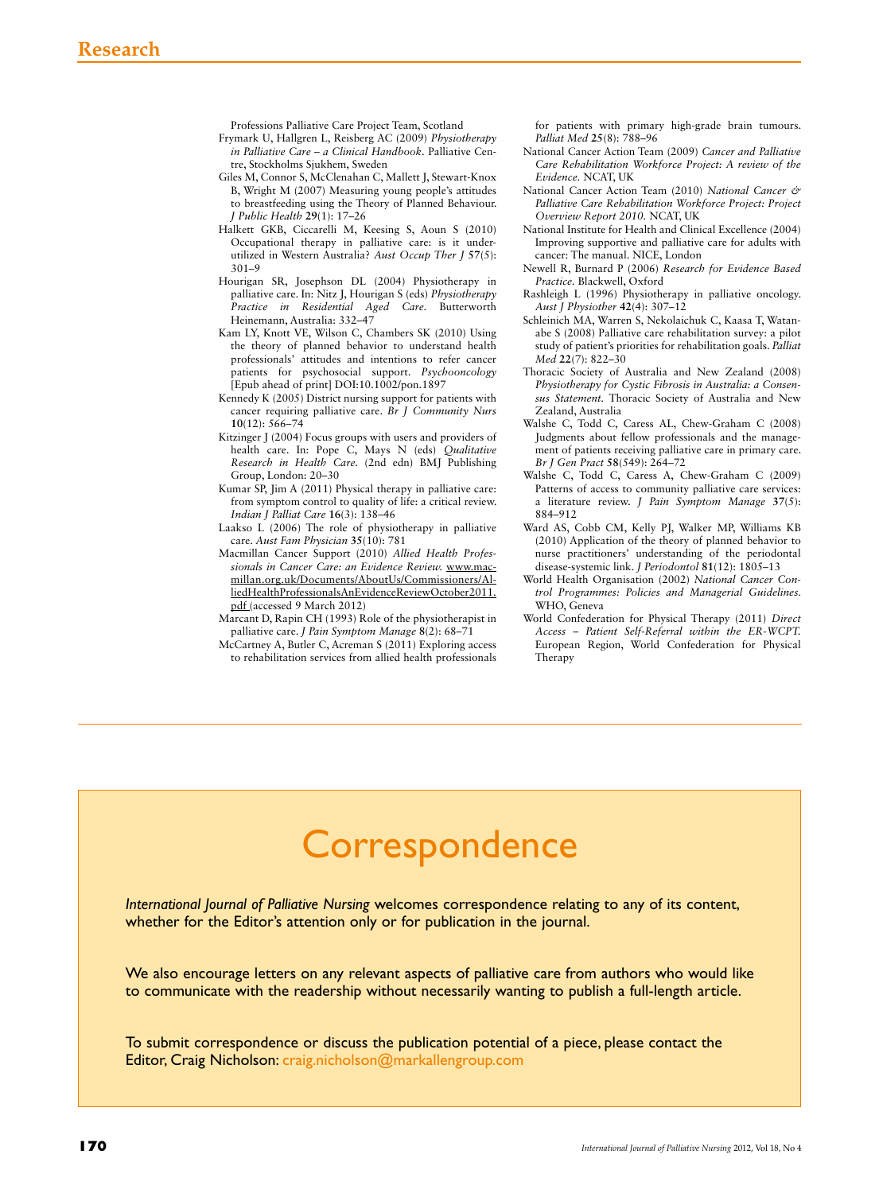Professions Palliative Care Project Team, Scotland

Frymark U, Hallgren L, Reisberg AC (2009) *Physiotherapy in Palliative Care – a Clinical Handbook*. Palliative Centre, Stockholms Sjukhem, Sweden

Giles M, Connor S, McClenahan C, Mallett J, Stewart-Knox B, Wright M (2007) Measuring young people's attitudes to breastfeeding using the Theory of Planned Behaviour. *J Public Health* **29**(1): 17–26

Halkett GKB, Ciccarelli M, Keesing S, Aoun S (2010) Occupational therapy in palliative care: is it under-utilized in Western Australia? *Aust Occup Ther J* **57**(5): 301–9

Hourigan SR, Josephson DL (2004) Physiotherapy in palliative care. In: Nitz J, Hourigan S (eds) *Physiotherapy Practice in Residential Aged Care*. Butterworth Heinemann, Australia: 332–47

Kam LY, Knott VE, Wilson C, Chambers SK (2010) Using the theory of planned behavior to understand health professionals' attitudes and intentions to refer cancer patients for psychosocial support. *Psychooncology* [Epub ahead of print] DOI:10.1002/pon.1897

Kennedy K (2005) District nursing support for patients with cancer requiring palliative care. *Br J Community Nurs* **10**(12): 566–74

Kitzinger J (2004) Focus groups with users and providers of health care. In: Pope C, Mays N (eds) *Qualitative Research in Health Care*. (2nd edn) BMJ Publishing Group, London: 20–30

Kumar SP, Jim A (2011) Physical therapy in palliative care: from symptom control to quality of life: a critical review. *Indian J Palliat Care* **16**(3): 138–46

Laakso L (2006) The role of physiotherapy in palliative care. *Aust Fam Physician* **35**(10): 781

Macmillan Cancer Support (2010) *Allied Health Professionals in Cancer Care: an Evidence Review.* www.macmillan.org.uk/Documents/AboutUs/Commissioners/AlliedHealthProfessionalsAnEvidenceReviewOctober2011.pdf (accessed 9 March 2012)

Marcant D, Rapin CH (1993) Role of the physiotherapist in palliative care. *J Pain Symptom Manage* **8**(2): 68–71

McCartney A, Butler C, Acreman S (2011) Exploring access to rehabilitation services from allied health professionals for patients with primary high-grade brain tumours. *Palliat Med* **25**(8): 788–96

National Cancer Action Team (2009) *Cancer and Palliative Care Rehabilitation Workforce Project: A review of the Evidence.* NCAT, UK

National Cancer Action Team (2010) *National Cancer & Palliative Care Rehabilitation Workforce Project: Project Overview Report 2010.* NCAT, UK

National Institute for Health and Clinical Excellence (2004) Improving supportive and palliative care for adults with cancer: The manual. NICE, London

Newell R, Burnard P (2006) *Research for Evidence Based Practice.* Blackwell, Oxford

Rashleigh L (1996) Physiotherapy in palliative oncology. *Aust J Physiother* **42**(4): 307–12

Schleinich MA, Warren S, Nekolaichuk C, Kaasa T, Watanabe S (2008) Palliative care rehabilitation survey: a pilot study of patient's priorities for rehabilitation goals. *Palliat Med* **22**(7): 822–30

Thoracic Society of Australia and New Zealand (2008) *Physiotherapy for Cystic Fibrosis in Australia: a Consensus Statement.* Thoracic Society of Australia and New Zealand, Australia

Walshe C, Todd C, Caress AL, Chew-Graham C (2008) Judgments about fellow professionals and the management of patients receiving palliative care in primary care. *Br J Gen Pract* **58**(549): 264–72

Walshe C, Todd C, Caress A, Chew-Graham C (2009) Patterns of access to community palliative care services: a literature review. *J Pain Symptom Manage* **37**(5): 884–912

Ward AS, Cobb CM, Kelly PJ, Walker MP, Williams KB (2010) Application of the theory of planned behavior to nurse practitioners' understanding of the periodontal disease-systemic link. *J Periodontol* **81**(12): 1805–13

World Health Organisation (2002) *National Cancer Control Programmes: Policies and Managerial Guidelines.* WHO, Geneva

World Confederation for Physical Therapy (2011) *Direct Access – Patient Self-Referral within the ER-WCPT.* European Region, World Confederation for Physical Therapy

# Correspondence

*International Journal of Palliative Nursing* welcomes correspondence relating to any of its content, whether for the Editor's attention only or for publication in the journal.

We also encourage letters on any relevant aspects of palliative care from authors who would like to communicate with the readership without necessarily wanting to publish a full-length article.

To submit correspondence or discuss the publication potential of a piece, please contact the Editor, Craig Nicholson: craig.nicholson@markallengroup.com